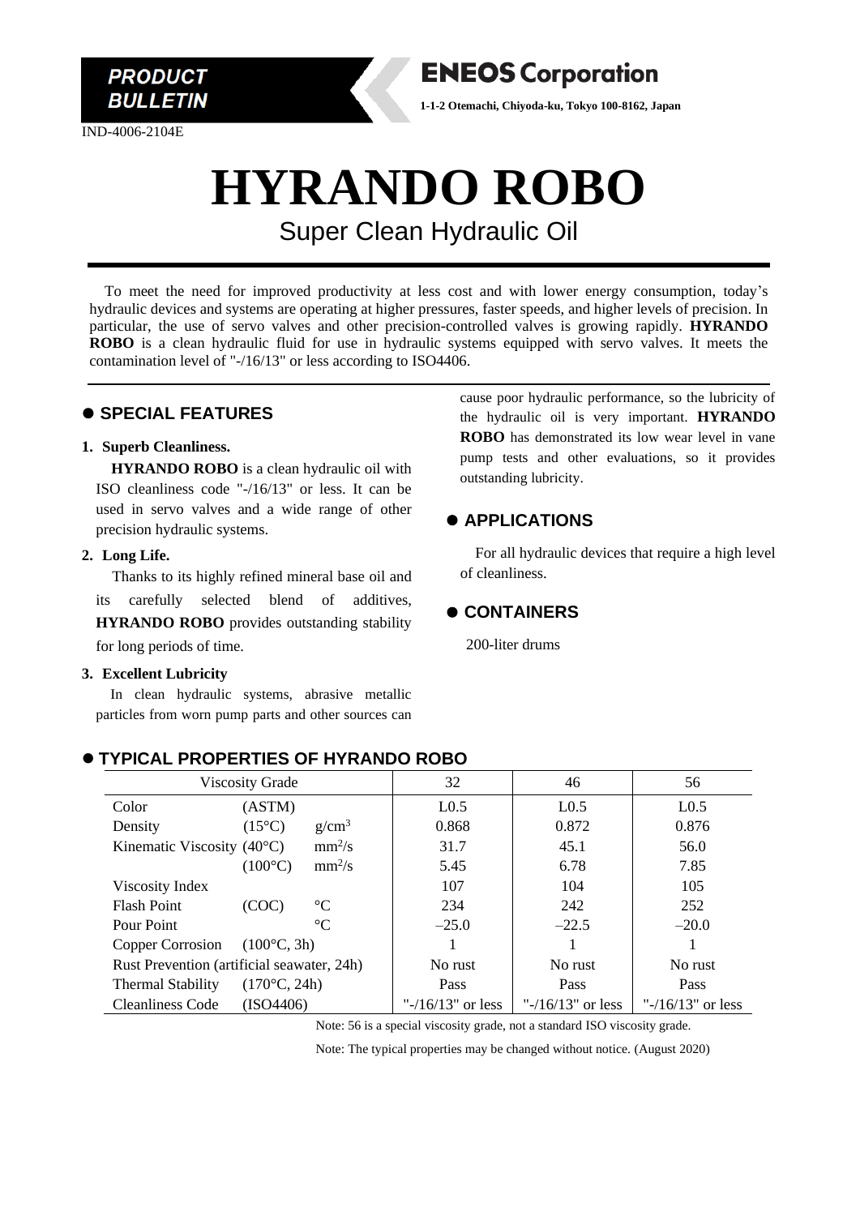PRODUCT BULLETIN

**ENEOS Corporation**

1-1-2 Otemachi, Chiyoda-ku, Tokyo 100-8162, Japan

IND-4006-2104E

# HYRANDO ROBO

## Super Clean Hydraulic Oil

To meet the need for improved productivity at less cost and with lower energy consumption, today's hydraulic devices and systems are operating at higher pressures, faster speeds, and higher levels of precision. In particular, the use of servo valves and other precision-controlled valves is growing rapidly. **HYRANDO ROBO** is a clean hydraulic fluid for use in hydraulic systems equipped with servo valves. It meets the contamination level of "-/16/13" or less according to ISO4406.

## ● SPECIAL FEATURES

**1. Superb Cleanliness.**

**HYRANDO ROBO** is a clean hydraulic oil with ISO cleanliness code "-/16/13" or less. It can be used in servo valves and a wide range of other precision hydraulic systems.

**2. Long Life.**

Thanks to its highly refined mineral base oil and its carefully selected blend of additives, **HYRANDO ROBO** provides outstanding stability for long periods of time.

**3. Excellent Lubricity**

In clean hydraulic systems, abrasive metallic particles from worn pump parts and other sources can cause poor hydraulic performance, so the lubricity of the hydraulic oil is very important. **HYRANDO ROBO** has demonstrated its low wear level in vane pump tests and other evaluations, so it provides outstanding lubricity.

## ● APPLICATIONS

For all hydraulic devices that require a high level of cleanliness.

## ● CONTAINERS

200-liter drums

## ● TYPICAL PROPERTIES OF HYRANDO ROBO

| Viscosity Grade | | | 32 | 46 | 56 |
|---|---|---|---|---|---|
| Color | (ASTM) | | L0.5 | L0.5 | L0.5 |
| Density | (15°C) | $g/cm^3$ | 0.868 | 0.872 | 0.876 |
| Kinematic Viscosity | (40°C) | $mm^2/s$ | 31.7 | 45.1 | 56.0 |
| | (100°C) | $mm^2/s$ | 5.45 | 6.78 | 7.85 |
| Viscosity Index | | | 107 | 104 | 105 |
| Flash Point | (COC) | °C | 234 | 242 | 252 |
| Pour Point | | °C | –25.0 | –22.5 | –20.0 |
| Copper Corrosion | (100°C, 3h) | | 1 | 1 | 1 |
| Rust Prevention (artificial seawater, 24h) | | | No rust | No rust | No rust |
| Thermal Stability | (170°C, 24h) | | Pass | Pass | Pass |
| Cleanliness Code | (ISO4406) | | "-/16/13" or less | "-/16/13" or less | "-/16/13" or less |

Note: 56 is a special viscosity grade, not a standard ISO viscosity grade.

Note: The typical properties may be changed without notice. (August 2020)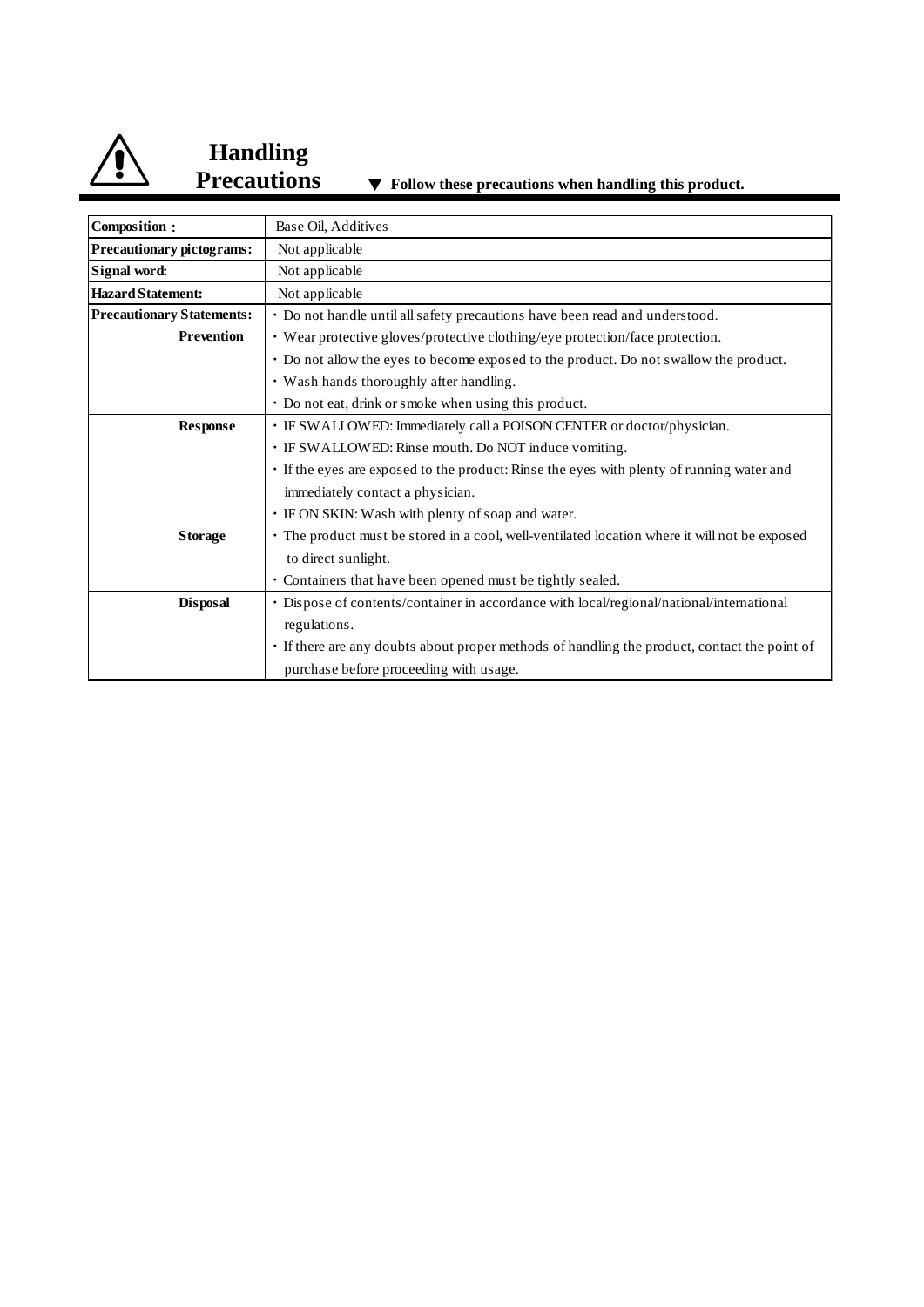# Handling Precautions

▼ **Follow these precautions when handling this product.**

| | |
|---|---|
| **Composition：** | Base Oil, Additives |
| **Precautionary pictograms:** | Not applicable |
| **Signal word:** | Not applicable |
| **Hazard Statement:** | Not applicable |
| **Precautionary Statements:** **Prevention** | ・Do not handle until all safety precautions have been read and understood.<br>・Wear protective gloves/protective clothing/eye protection/face protection.<br>・Do not allow the eyes to become exposed to the product. Do not swallow the product.<br>・Wash hands thoroughly after handling.<br>・Do not eat, drink or smoke when using this product. |
| **Response** | ・IF SWALLOWED: Immediately call a POISON CENTER or doctor/physician.<br>・IF SWALLOWED: Rinse mouth. Do NOT induce vomiting.<br>・If the eyes are exposed to the product: Rinse the eyes with plenty of running water and immediately contact a physician.<br>・IF ON SKIN: Wash with plenty of soap and water. |
| **Storage** | ・The product must be stored in a cool, well-ventilated location where it will not be exposed to direct sunlight.<br>・Containers that have been opened must be tightly sealed. |
| **Disposal** | ・Dispose of contents/container in accordance with local/regional/national/international regulations.<br>・If there are any doubts about proper methods of handling the product, contact the point of purchase before proceeding with usage. |